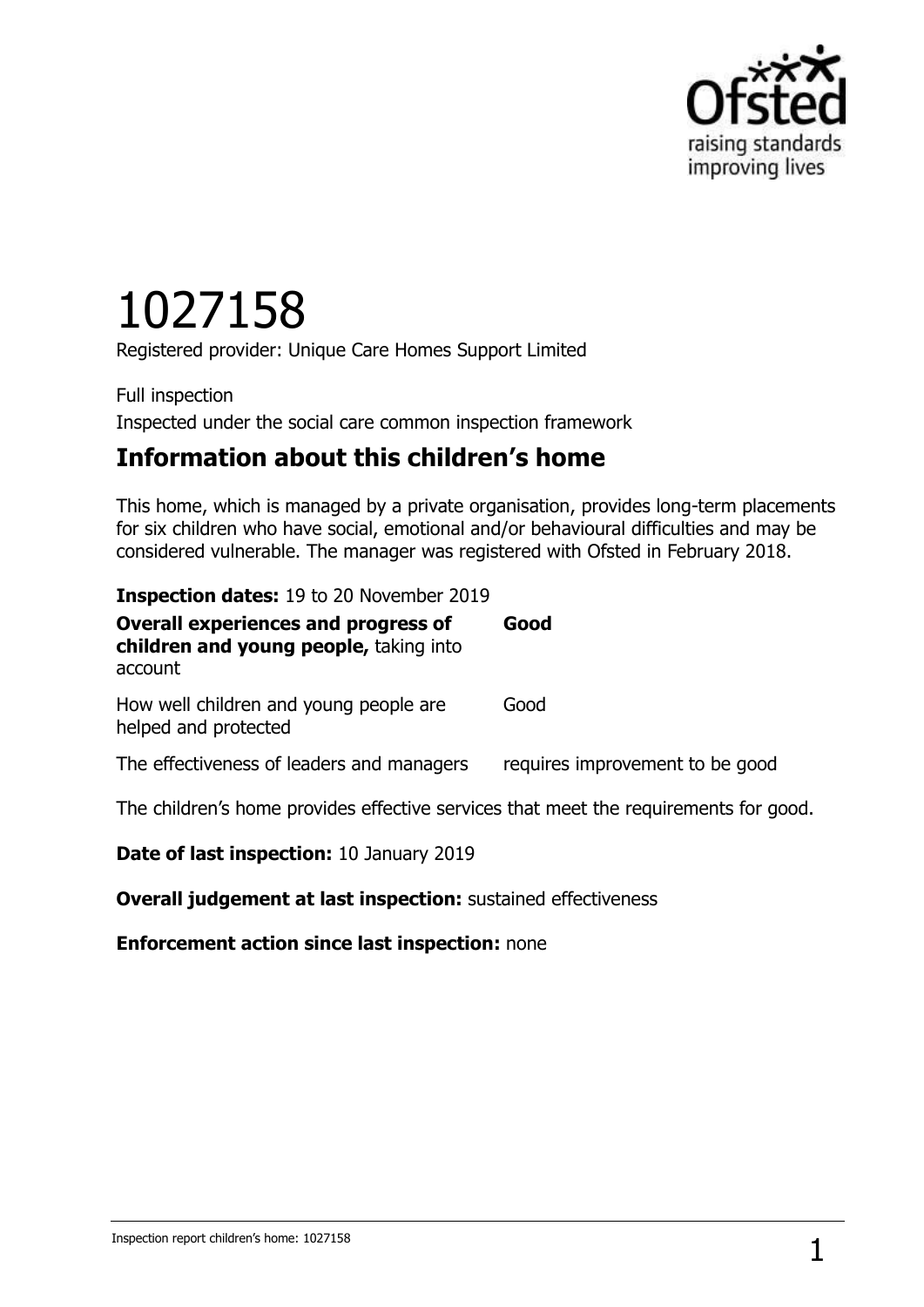# 1027158

Registered provider: Unique Care Homes Support Limited

Full inspection

Inspected under the social care common inspection framework

## Information about this children's home

This home, which is managed by a private organisation, provides long-term placements for six children who have social, emotional and/or behavioural difficulties and may be considered vulnerable. The manager was registered with Ofsted in February 2018.

**Inspection dates:** 19 to 20 November 2019

| | |
|---|---|
| **Overall experiences and progress of children and young people,** taking into account | **Good** |
| How well children and young people are helped and protected | Good |
| The effectiveness of leaders and managers | requires improvement to be good |

The children's home provides effective services that meet the requirements for good.

**Date of last inspection:** 10 January 2019

**Overall judgement at last inspection:** sustained effectiveness

**Enforcement action since last inspection:** none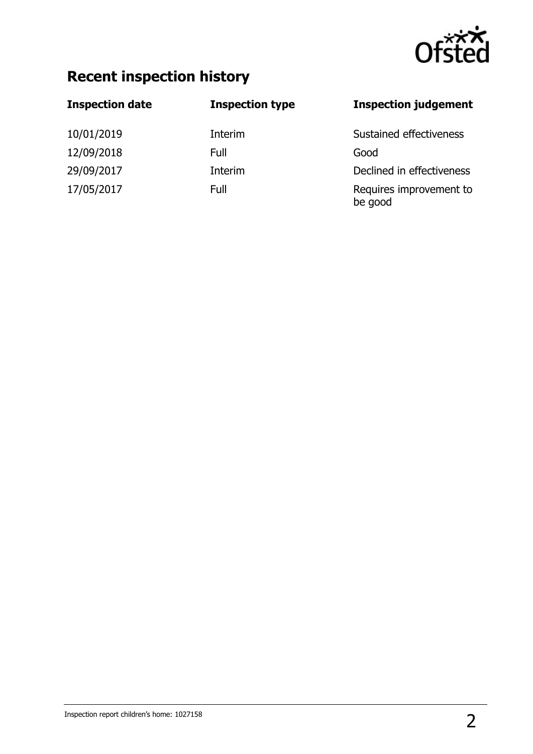## Recent inspection history

| Inspection date | Inspection type | Inspection judgement |
| --- | --- | --- |
| 10/01/2019 | Interim | Sustained effectiveness |
| 12/09/2018 | Full | Good |
| 29/09/2017 | Interim | Declined in effectiveness |
| 17/05/2017 | Full | Requires improvement to be good |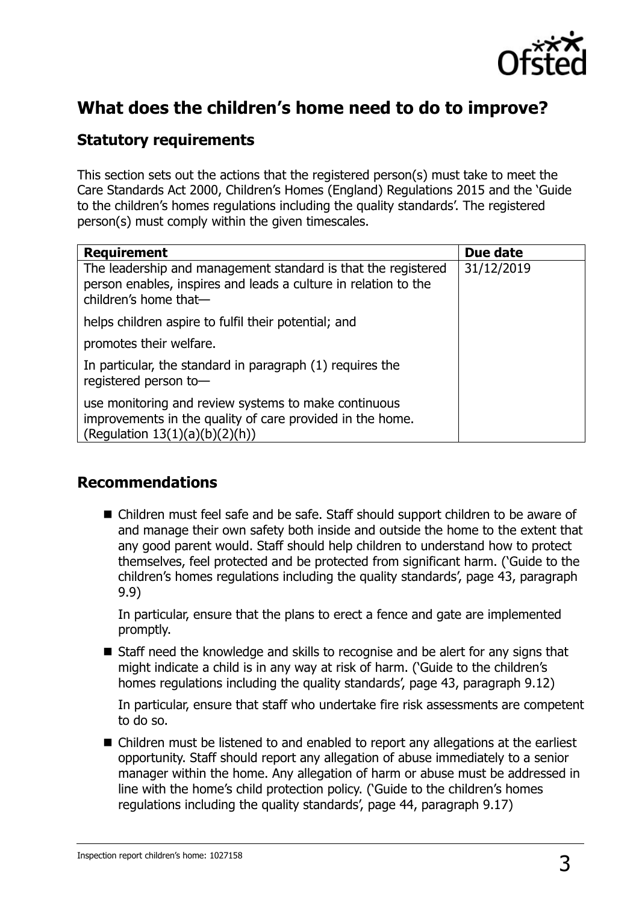## What does the children's home need to do to improve?

### Statutory requirements

This section sets out the actions that the registered person(s) must take to meet the Care Standards Act 2000, Children's Homes (England) Regulations 2015 and the 'Guide to the children's homes regulations including the quality standards'. The registered person(s) must comply within the given timescales.

| Requirement | Due date |
| --- | --- |
| The leadership and management standard is that the registered person enables, inspires and leads a culture in relation to the children's home that—<br><br>helps children aspire to fulfil their potential; and<br><br>promotes their welfare.<br><br>In particular, the standard in paragraph (1) requires the registered person to—<br><br>use monitoring and review systems to make continuous improvements in the quality of care provided in the home. (Regulation 13(1)(a)(b)(2)(h)) | 31/12/2019 |

### Recommendations

- Children must feel safe and be safe. Staff should support children to be aware of and manage their own safety both inside and outside the home to the extent that any good parent would. Staff should help children to understand how to protect themselves, feel protected and be protected from significant harm. ('Guide to the children's homes regulations including the quality standards', page 43, paragraph 9.9)

  In particular, ensure that the plans to erect a fence and gate are implemented promptly.

- Staff need the knowledge and skills to recognise and be alert for any signs that might indicate a child is in any way at risk of harm. ('Guide to the children's homes regulations including the quality standards', page 43, paragraph 9.12)

  In particular, ensure that staff who undertake fire risk assessments are competent to do so.

- Children must be listened to and enabled to report any allegations at the earliest opportunity. Staff should report any allegation of abuse immediately to a senior manager within the home. Any allegation of harm or abuse must be addressed in line with the home's child protection policy. ('Guide to the children's homes regulations including the quality standards', page 44, paragraph 9.17)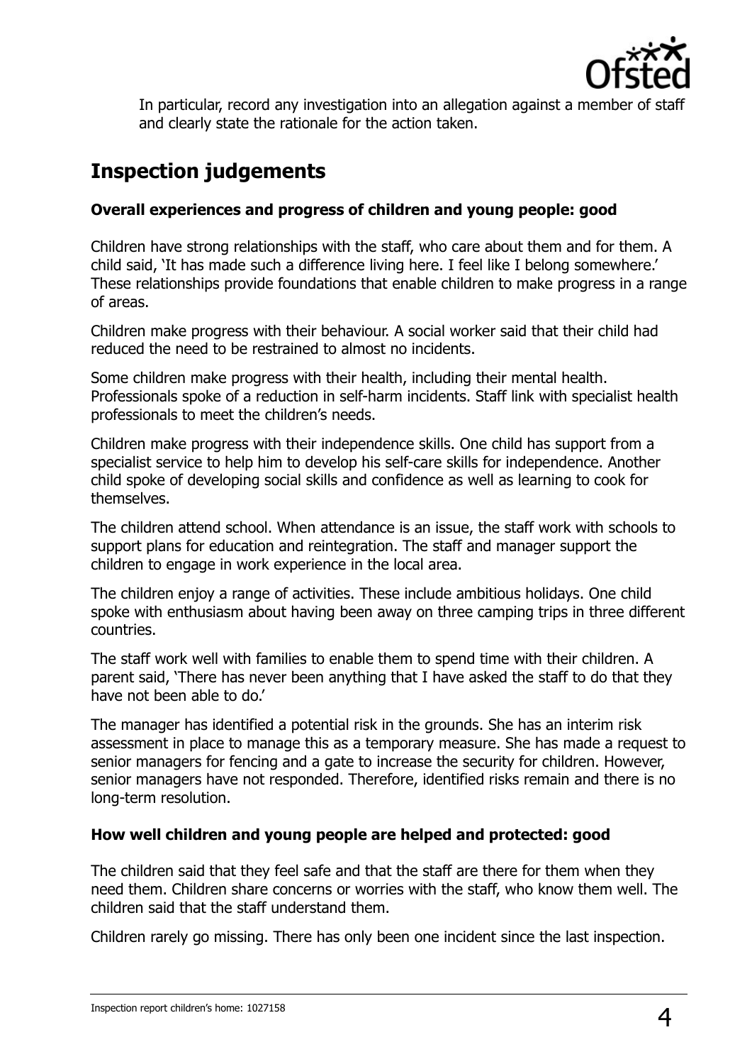In particular, record any investigation into an allegation against a member of staff and clearly state the rationale for the action taken.

## Inspection judgements

### Overall experiences and progress of children and young people: good

Children have strong relationships with the staff, who care about them and for them. A child said, 'It has made such a difference living here. I feel like I belong somewhere.' These relationships provide foundations that enable children to make progress in a range of areas.

Children make progress with their behaviour. A social worker said that their child had reduced the need to be restrained to almost no incidents.

Some children make progress with their health, including their mental health. Professionals spoke of a reduction in self-harm incidents. Staff link with specialist health professionals to meet the children's needs.

Children make progress with their independence skills. One child has support from a specialist service to help him to develop his self-care skills for independence. Another child spoke of developing social skills and confidence as well as learning to cook for themselves.

The children attend school. When attendance is an issue, the staff work with schools to support plans for education and reintegration. The staff and manager support the children to engage in work experience in the local area.

The children enjoy a range of activities. These include ambitious holidays. One child spoke with enthusiasm about having been away on three camping trips in three different countries.

The staff work well with families to enable them to spend time with their children. A parent said, 'There has never been anything that I have asked the staff to do that they have not been able to do.'

The manager has identified a potential risk in the grounds. She has an interim risk assessment in place to manage this as a temporary measure. She has made a request to senior managers for fencing and a gate to increase the security for children. However, senior managers have not responded. Therefore, identified risks remain and there is no long-term resolution.

### How well children and young people are helped and protected: good

The children said that they feel safe and that the staff are there for them when they need them. Children share concerns or worries with the staff, who know them well. The children said that the staff understand them.

Children rarely go missing. There has only been one incident since the last inspection.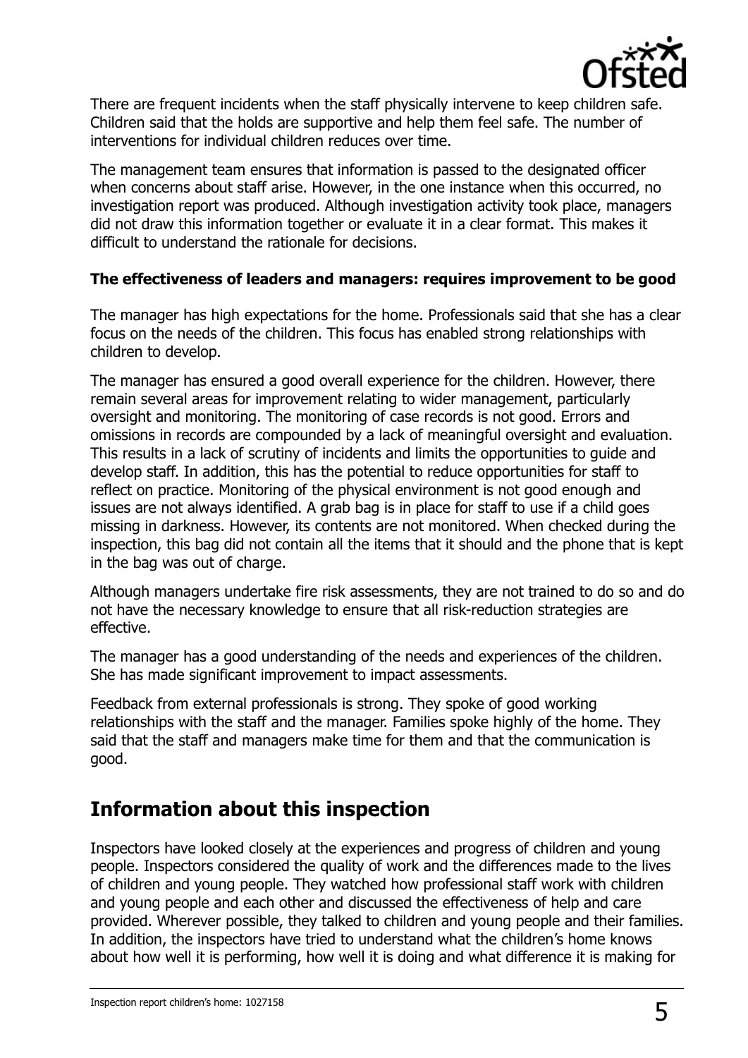There are frequent incidents when the staff physically intervene to keep children safe. Children said that the holds are supportive and help them feel safe. The number of interventions for individual children reduces over time.

The management team ensures that information is passed to the designated officer when concerns about staff arise. However, in the one instance when this occurred, no investigation report was produced. Although investigation activity took place, managers did not draw this information together or evaluate it in a clear format. This makes it difficult to understand the rationale for decisions.

**The effectiveness of leaders and managers: requires improvement to be good**

The manager has high expectations for the home. Professionals said that she has a clear focus on the needs of the children. This focus has enabled strong relationships with children to develop.

The manager has ensured a good overall experience for the children. However, there remain several areas for improvement relating to wider management, particularly oversight and monitoring. The monitoring of case records is not good. Errors and omissions in records are compounded by a lack of meaningful oversight and evaluation. This results in a lack of scrutiny of incidents and limits the opportunities to guide and develop staff. In addition, this has the potential to reduce opportunities for staff to reflect on practice. Monitoring of the physical environment is not good enough and issues are not always identified. A grab bag is in place for staff to use if a child goes missing in darkness. However, its contents are not monitored. When checked during the inspection, this bag did not contain all the items that it should and the phone that is kept in the bag was out of charge.

Although managers undertake fire risk assessments, they are not trained to do so and do not have the necessary knowledge to ensure that all risk-reduction strategies are effective.

The manager has a good understanding of the needs and experiences of the children. She has made significant improvement to impact assessments.

Feedback from external professionals is strong. They spoke of good working relationships with the staff and the manager. Families spoke highly of the home. They said that the staff and managers make time for them and that the communication is good.

## Information about this inspection

Inspectors have looked closely at the experiences and progress of children and young people. Inspectors considered the quality of work and the differences made to the lives of children and young people. They watched how professional staff work with children and young people and each other and discussed the effectiveness of help and care provided. Wherever possible, they talked to children and young people and their families. In addition, the inspectors have tried to understand what the children's home knows about how well it is performing, how well it is doing and what difference it is making for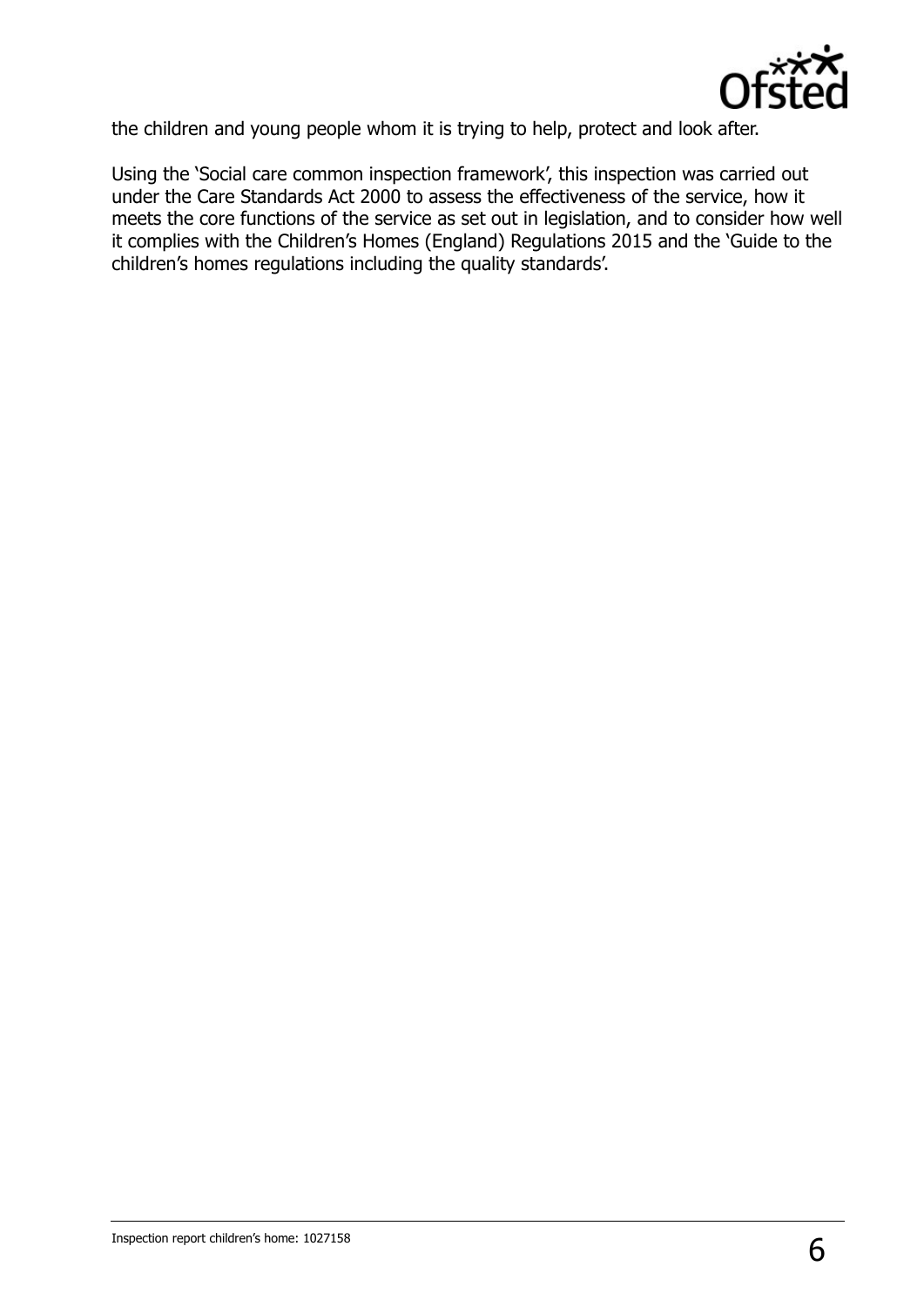the children and young people whom it is trying to help, protect and look after.

Using the 'Social care common inspection framework', this inspection was carried out under the Care Standards Act 2000 to assess the effectiveness of the service, how it meets the core functions of the service as set out in legislation, and to consider how well it complies with the Children's Homes (England) Regulations 2015 and the 'Guide to the children's homes regulations including the quality standards'.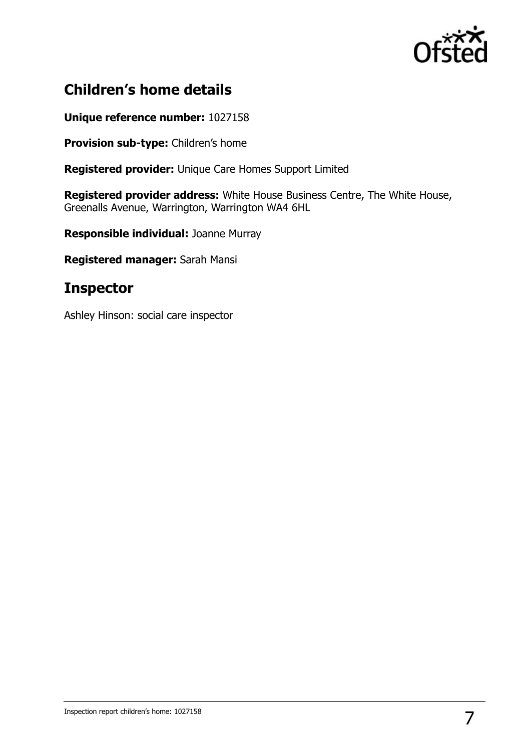## Children's home details

**Unique reference number:** 1027158

**Provision sub-type:** Children's home

**Registered provider:** Unique Care Homes Support Limited

**Registered provider address:** White House Business Centre, The White House, Greenalls Avenue, Warrington, Warrington WA4 6HL

**Responsible individual:** Joanne Murray

**Registered manager:** Sarah Mansi

## Inspector

Ashley Hinson: social care inspector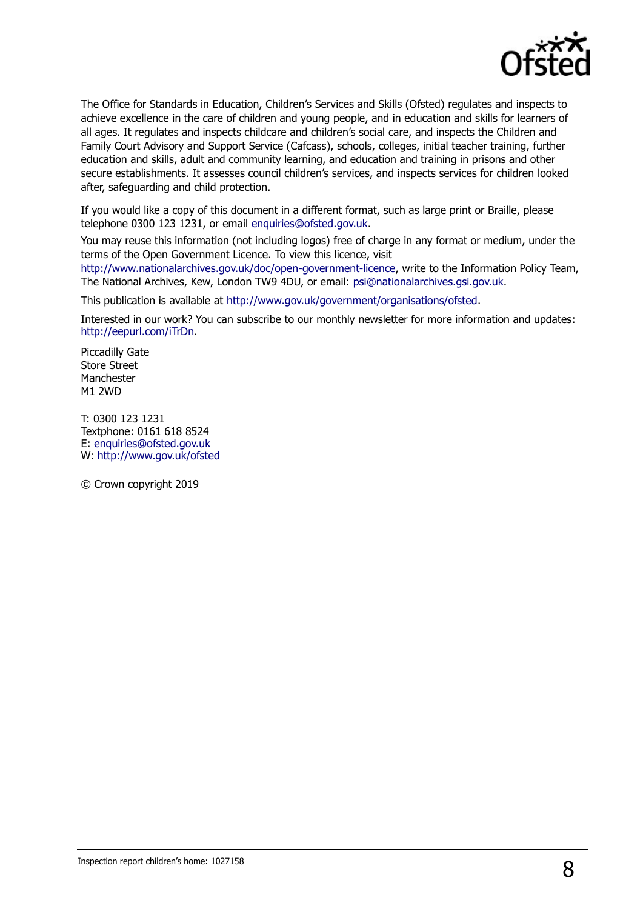The Office for Standards in Education, Children's Services and Skills (Ofsted) regulates and inspects to achieve excellence in the care of children and young people, and in education and skills for learners of all ages. It regulates and inspects childcare and children's social care, and inspects the Children and Family Court Advisory and Support Service (Cafcass), schools, colleges, initial teacher training, further education and skills, adult and community learning, and education and training in prisons and other secure establishments. It assesses council children's services, and inspects services for children looked after, safeguarding and child protection.

If you would like a copy of this document in a different format, such as large print or Braille, please telephone 0300 123 1231, or email enquiries@ofsted.gov.uk.

You may reuse this information (not including logos) free of charge in any format or medium, under the terms of the Open Government Licence. To view this licence, visit http://www.nationalarchives.gov.uk/doc/open-government-licence, write to the Information Policy Team, The National Archives, Kew, London TW9 4DU, or email: psi@nationalarchives.gsi.gov.uk.

This publication is available at http://www.gov.uk/government/organisations/ofsted.

Interested in our work? You can subscribe to our monthly newsletter for more information and updates: http://eepurl.com/iTrDn.

Piccadilly Gate
Store Street
Manchester
M1 2WD

T: 0300 123 1231
Textphone: 0161 618 8524
E: enquiries@ofsted.gov.uk
W: http://www.gov.uk/ofsted

© Crown copyright 2019